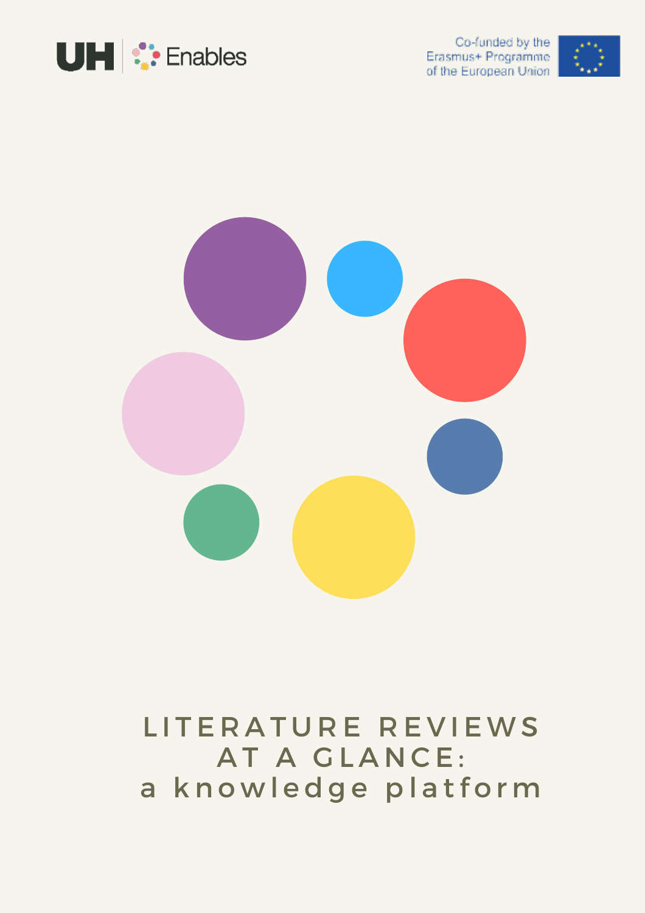UH | Enables

Co-funded by the Erasmus+ Programme of the European Union

# LITERATURE REVIEWS AT A GLANCE: a knowledge platform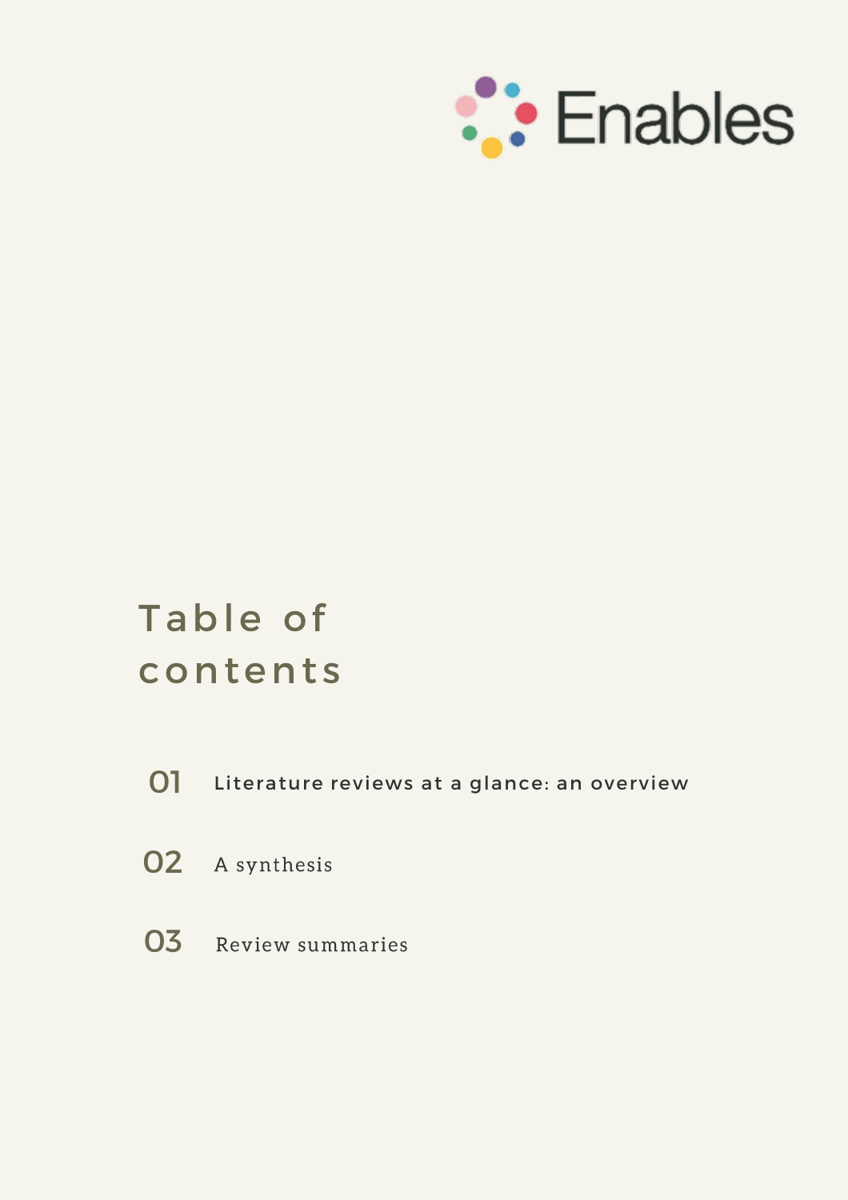Enables

# Table of contents

01 Literature reviews at a glance: an overview

02 A synthesis

03 Review summaries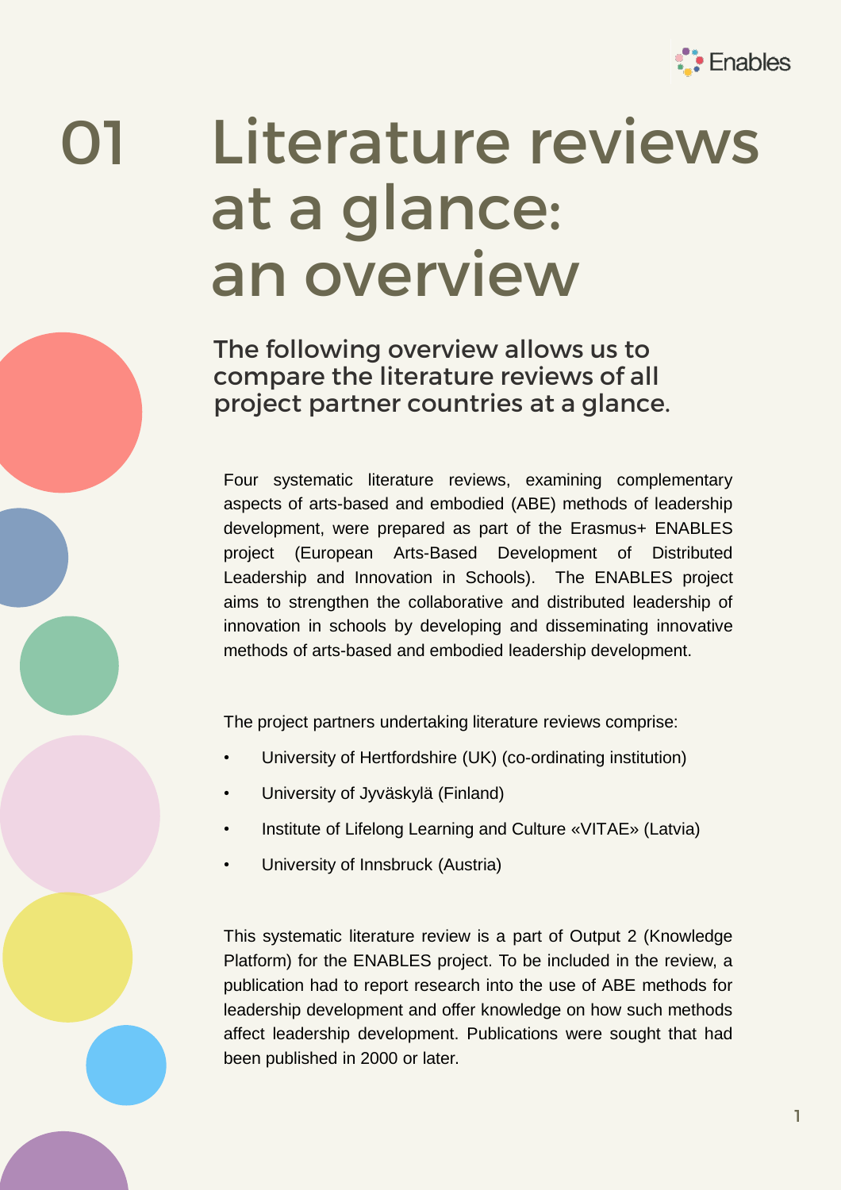# 01 Literature reviews at a glance: an overview

## The following overview allows us to compare the literature reviews of all project partner countries at a glance.

Four systematic literature reviews, examining complementary aspects of arts-based and embodied (ABE) methods of leadership development, were prepared as part of the Erasmus+ ENABLES project (European Arts-Based Development of Distributed Leadership and Innovation in Schools). The ENABLES project aims to strengthen the collaborative and distributed leadership of innovation in schools by developing and disseminating innovative methods of arts-based and embodied leadership development.

The project partners undertaking literature reviews comprise:

- University of Hertfordshire (UK) (co-ordinating institution)
- University of Jyväskylä (Finland)
- Institute of Lifelong Learning and Culture «VITAE» (Latvia)
- University of Innsbruck (Austria)

This systematic literature review is a part of Output 2 (Knowledge Platform) for the ENABLES project. To be included in the review, a publication had to report research into the use of ABE methods for leadership development and offer knowledge on how such methods affect leadership development. Publications were sought that had been published in 2000 or later.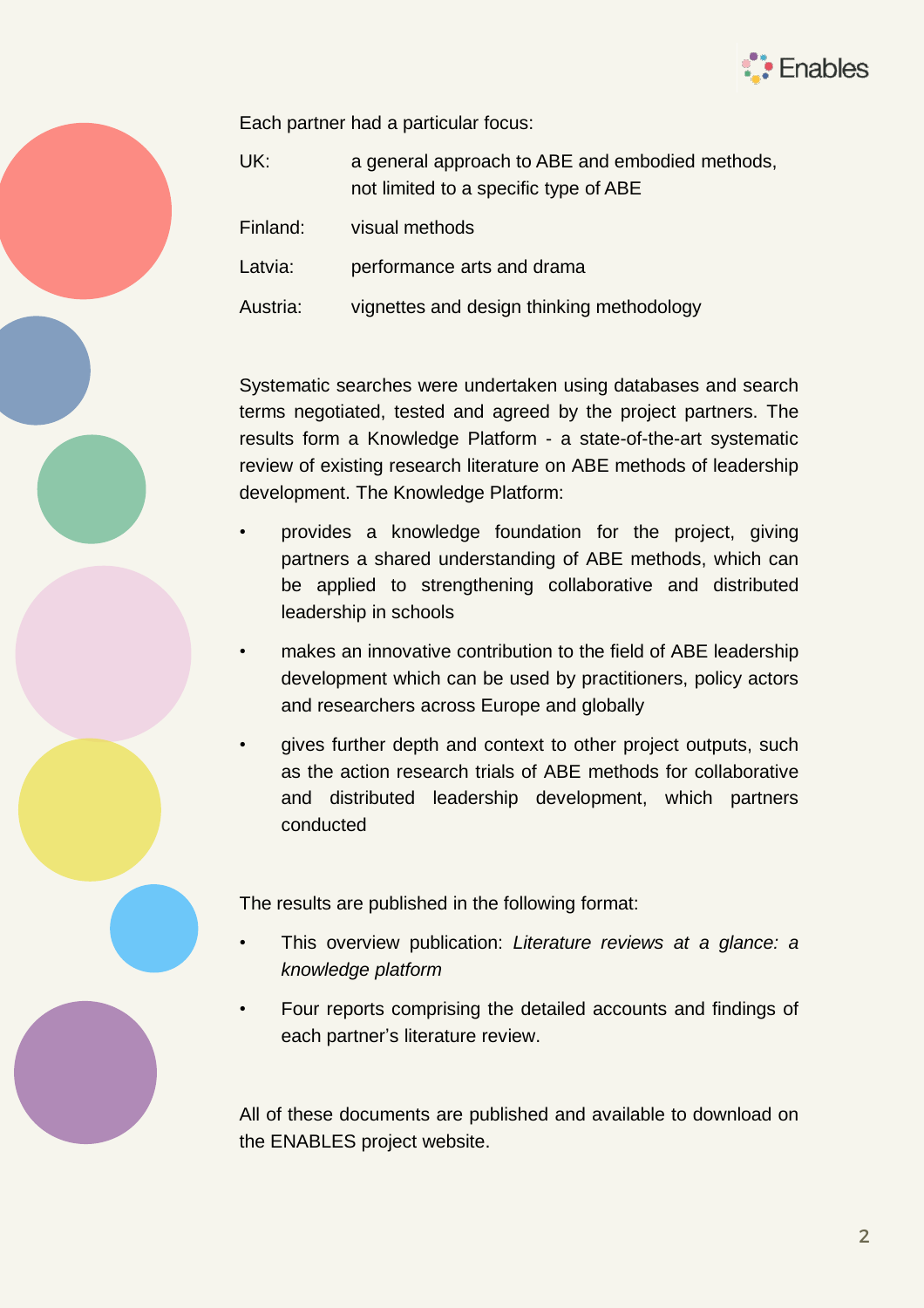Each partner had a particular focus:

| | |
|---|---|
| UK: | a general approach to ABE and embodied methods, not limited to a specific type of ABE |
| Finland: | visual methods |
| Latvia: | performance arts and drama |
| Austria: | vignettes and design thinking methodology |

Systematic searches were undertaken using databases and search terms negotiated, tested and agreed by the project partners. The results form a Knowledge Platform - a state-of-the-art systematic review of existing research literature on ABE methods of leadership development. The Knowledge Platform:

- provides a knowledge foundation for the project, giving partners a shared understanding of ABE methods, which can be applied to strengthening collaborative and distributed leadership in schools
- makes an innovative contribution to the field of ABE leadership development which can be used by practitioners, policy actors and researchers across Europe and globally
- gives further depth and context to other project outputs, such as the action research trials of ABE methods for collaborative and distributed leadership development, which partners conducted

The results are published in the following format:

- This overview publication: *Literature reviews at a glance: a knowledge platform*
- Four reports comprising the detailed accounts and findings of each partner's literature review.

All of these documents are published and available to download on the ENABLES project website.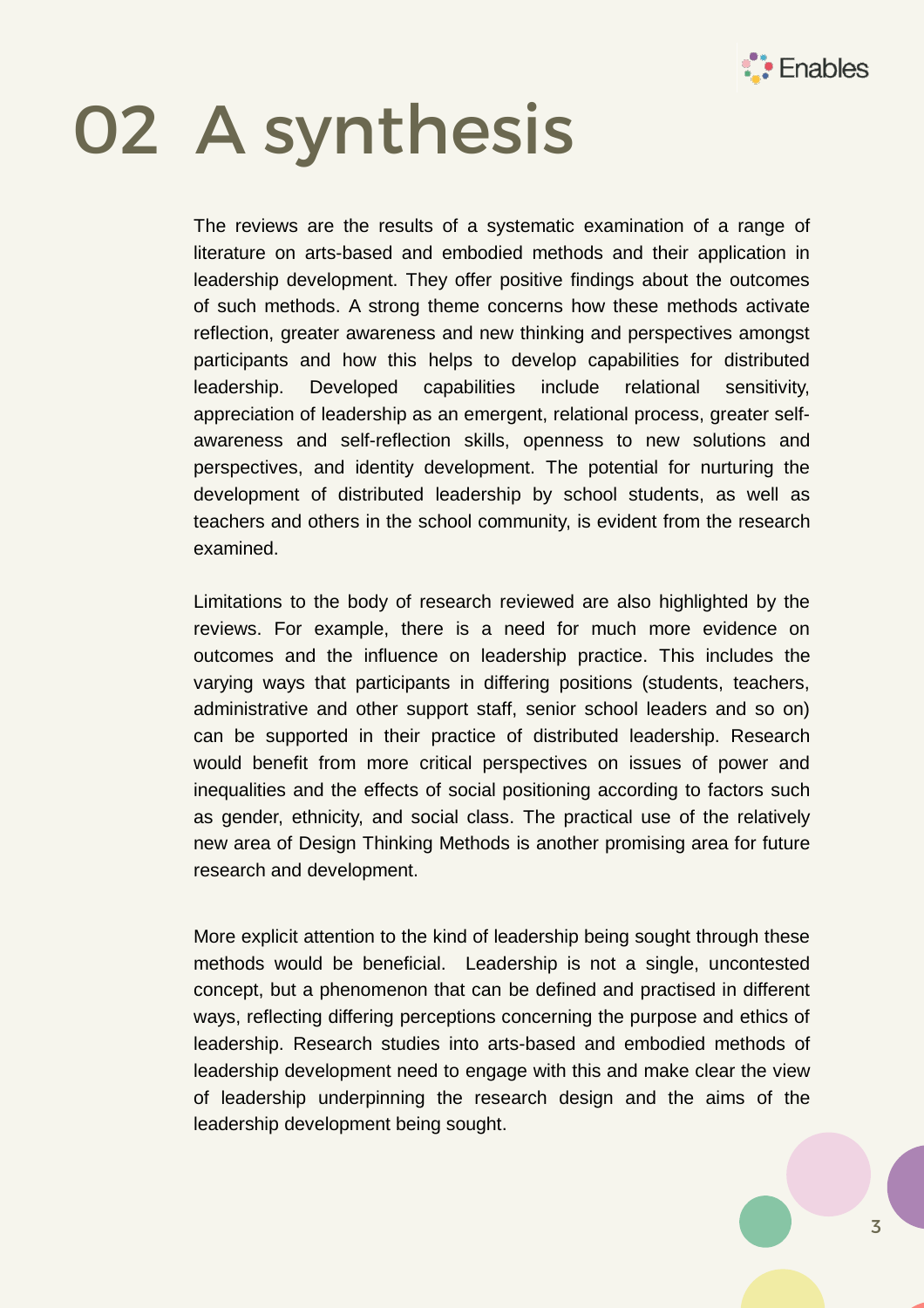# 02 A synthesis

The reviews are the results of a systematic examination of a range of literature on arts-based and embodied methods and their application in leadership development. They offer positive findings about the outcomes of such methods. A strong theme concerns how these methods activate reflection, greater awareness and new thinking and perspectives amongst participants and how this helps to develop capabilities for distributed leadership. Developed capabilities include relational sensitivity, appreciation of leadership as an emergent, relational process, greater self-awareness and self-reflection skills, openness to new solutions and perspectives, and identity development. The potential for nurturing the development of distributed leadership by school students, as well as teachers and others in the school community, is evident from the research examined.

Limitations to the body of research reviewed are also highlighted by the reviews. For example, there is a need for much more evidence on outcomes and the influence on leadership practice. This includes the varying ways that participants in differing positions (students, teachers, administrative and other support staff, senior school leaders and so on) can be supported in their practice of distributed leadership. Research would benefit from more critical perspectives on issues of power and inequalities and the effects of social positioning according to factors such as gender, ethnicity, and social class. The practical use of the relatively new area of Design Thinking Methods is another promising area for future research and development.

More explicit attention to the kind of leadership being sought through these methods would be beneficial. Leadership is not a single, uncontested concept, but a phenomenon that can be defined and practised in different ways, reflecting differing perceptions concerning the purpose and ethics of leadership. Research studies into arts-based and embodied methods of leadership development need to engage with this and make clear the view of leadership underpinning the research design and the aims of the leadership development being sought.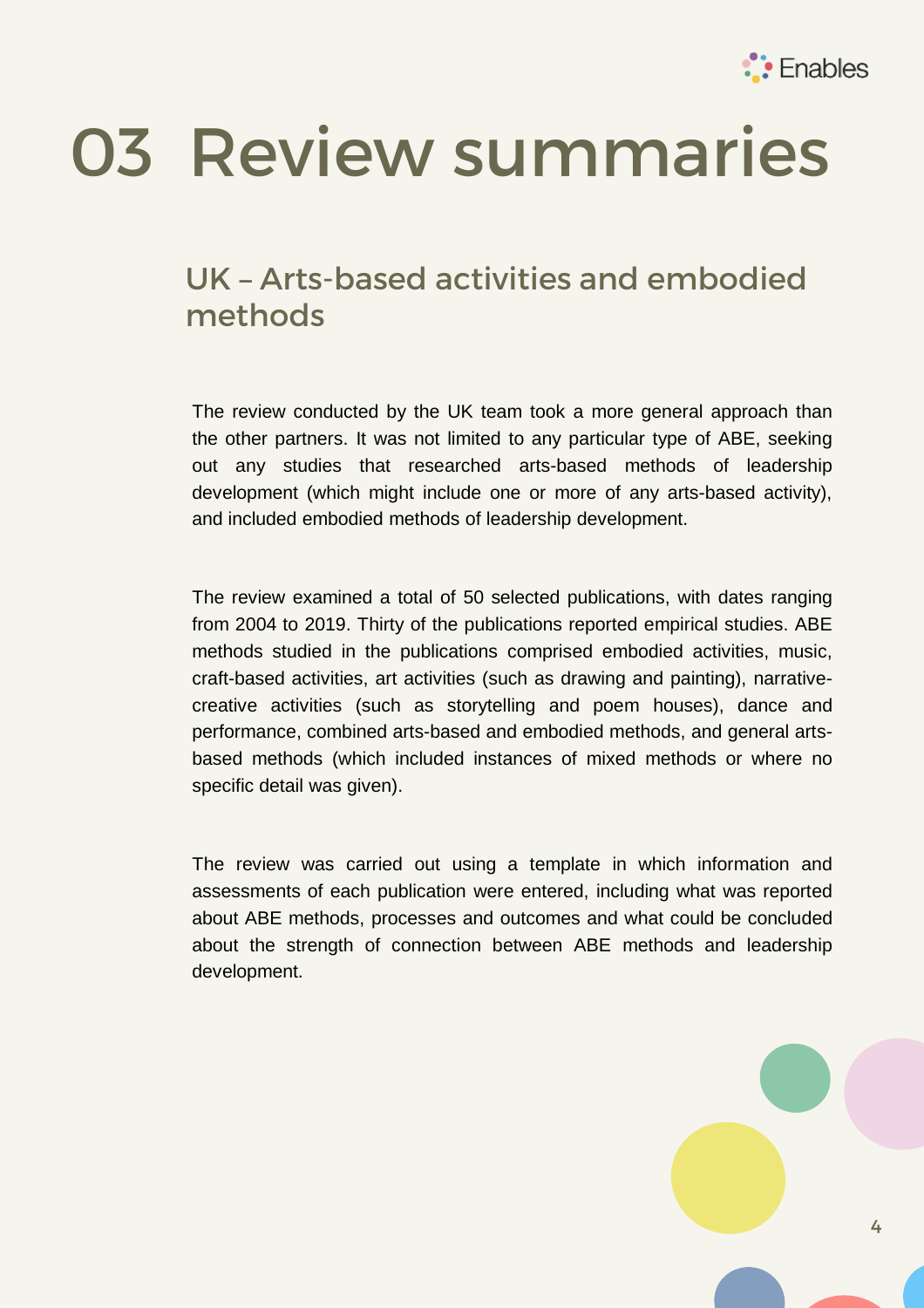# 03 Review summaries

## UK – Arts-based activities and embodied methods

The review conducted by the UK team took a more general approach than the other partners. It was not limited to any particular type of ABE, seeking out any studies that researched arts-based methods of leadership development (which might include one or more of any arts-based activity), and included embodied methods of leadership development.

The review examined a total of 50 selected publications, with dates ranging from 2004 to 2019. Thirty of the publications reported empirical studies. ABE methods studied in the publications comprised embodied activities, music, craft-based activities, art activities (such as drawing and painting), narrative-creative activities (such as storytelling and poem houses), dance and performance, combined arts-based and embodied methods, and general arts-based methods (which included instances of mixed methods or where no specific detail was given).

The review was carried out using a template in which information and assessments of each publication were entered, including what was reported about ABE methods, processes and outcomes and what could be concluded about the strength of connection between ABE methods and leadership development.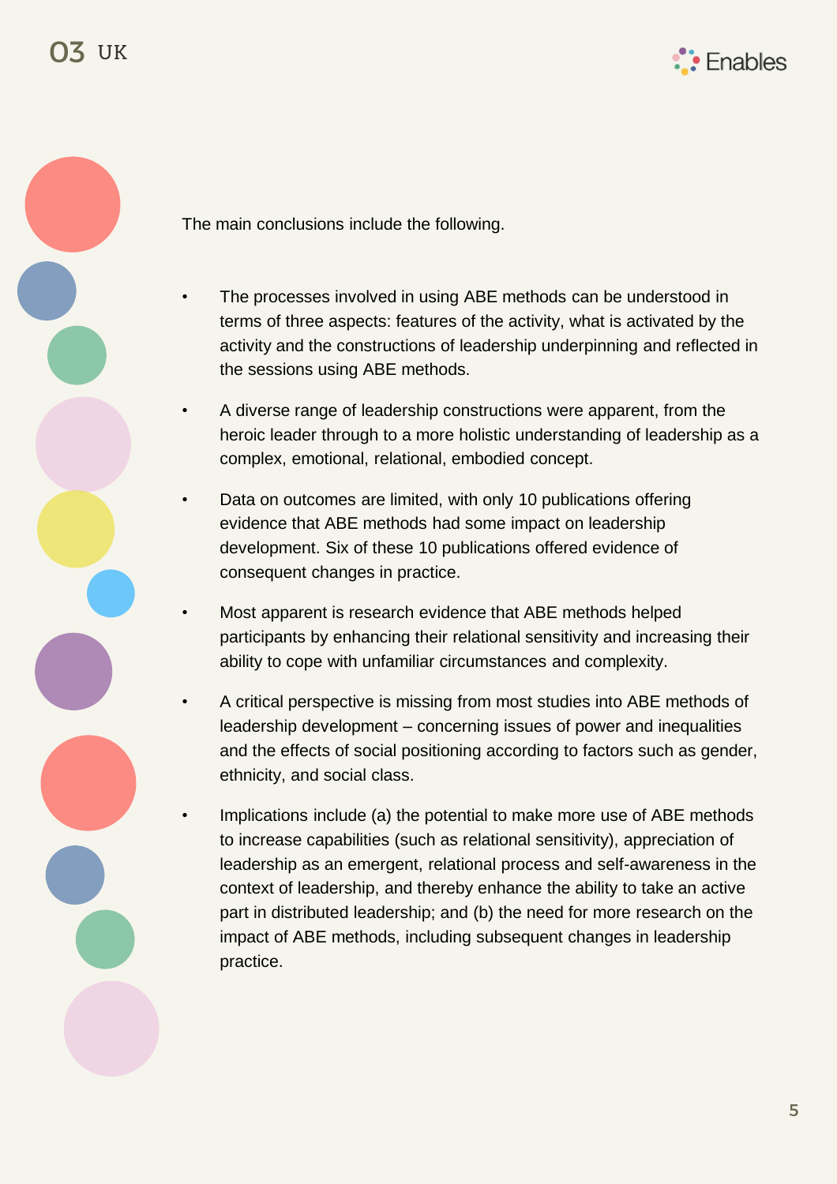The main conclusions include the following.

- The processes involved in using ABE methods can be understood in terms of three aspects: features of the activity, what is activated by the activity and the constructions of leadership underpinning and reflected in the sessions using ABE methods.
- A diverse range of leadership constructions were apparent, from the heroic leader through to a more holistic understanding of leadership as a complex, emotional, relational, embodied concept.
- Data on outcomes are limited, with only 10 publications offering evidence that ABE methods had some impact on leadership development. Six of these 10 publications offered evidence of consequent changes in practice.
- Most apparent is research evidence that ABE methods helped participants by enhancing their relational sensitivity and increasing their ability to cope with unfamiliar circumstances and complexity.
- A critical perspective is missing from most studies into ABE methods of leadership development – concerning issues of power and inequalities and the effects of social positioning according to factors such as gender, ethnicity, and social class.
- Implications include (a) the potential to make more use of ABE methods to increase capabilities (such as relational sensitivity), appreciation of leadership as an emergent, relational process and self-awareness in the context of leadership, and thereby enhance the ability to take an active part in distributed leadership; and (b) the need for more research on the impact of ABE methods, including subsequent changes in leadership practice.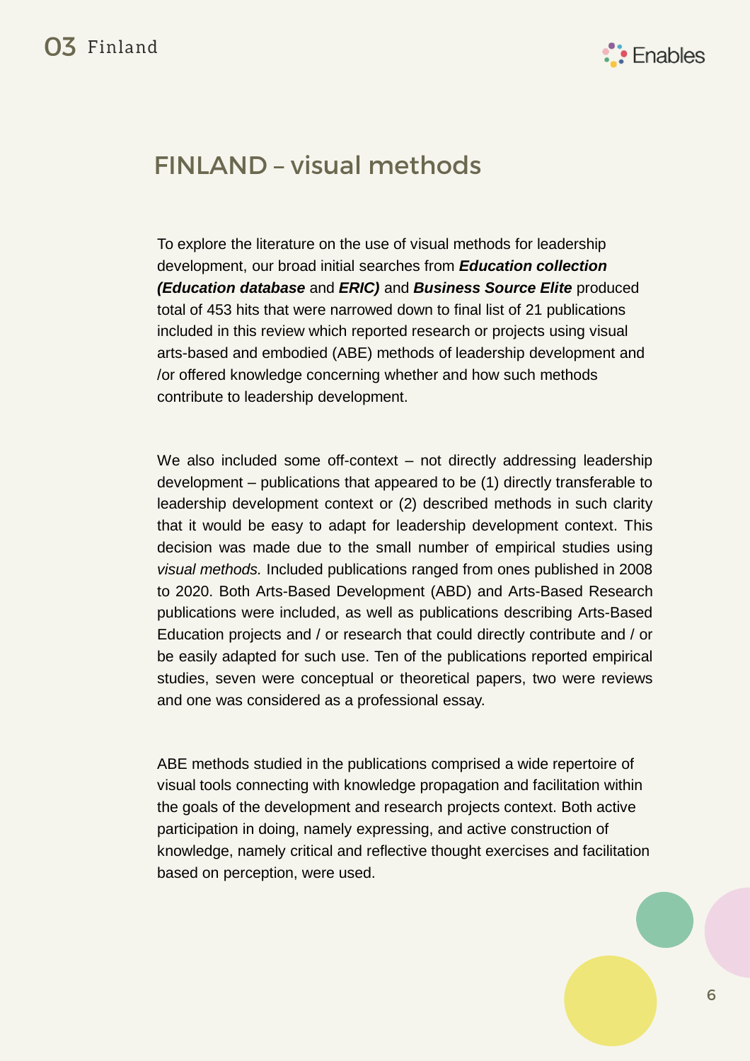# FINLAND – visual methods

To explore the literature on the use of visual methods for leadership development, our broad initial searches from ***Education collection (Education database*** and ***ERIC)*** and ***Business Source Elite*** produced total of 453 hits that were narrowed down to final list of 21 publications included in this review which reported research or projects using visual arts-based and embodied (ABE) methods of leadership development and /or offered knowledge concerning whether and how such methods contribute to leadership development.

We also included some off-context – not directly addressing leadership development – publications that appeared to be (1) directly transferable to leadership development context or (2) described methods in such clarity that it would be easy to adapt for leadership development context. This decision was made due to the small number of empirical studies using *visual methods.* Included publications ranged from ones published in 2008 to 2020. Both Arts-Based Development (ABD) and Arts-Based Research publications were included, as well as publications describing Arts-Based Education projects and / or research that could directly contribute and / or be easily adapted for such use. Ten of the publications reported empirical studies, seven were conceptual or theoretical papers, two were reviews and one was considered as a professional essay.

ABE methods studied in the publications comprised a wide repertoire of visual tools connecting with knowledge propagation and facilitation within the goals of the development and research projects context. Both active participation in doing, namely expressing, and active construction of knowledge, namely critical and reflective thought exercises and facilitation based on perception, were used.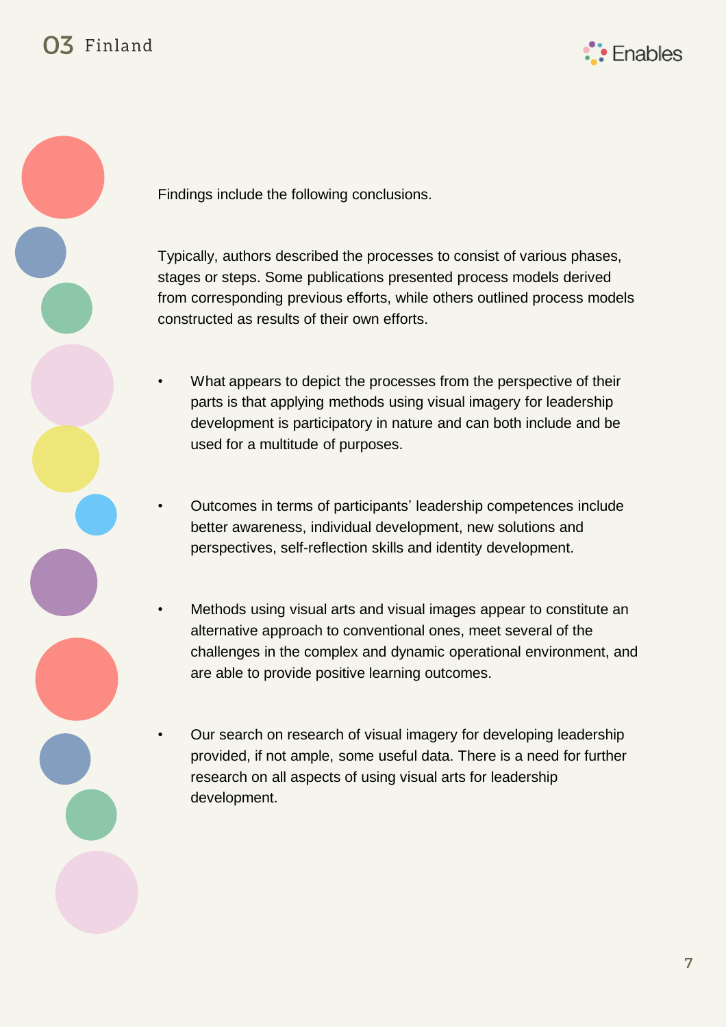Findings include the following conclusions.

Typically, authors described the processes to consist of various phases, stages or steps. Some publications presented process models derived from corresponding previous efforts, while others outlined process models constructed as results of their own efforts.

- What appears to depict the processes from the perspective of their parts is that applying methods using visual imagery for leadership development is participatory in nature and can both include and be used for a multitude of purposes.
- Outcomes in terms of participants' leadership competences include better awareness, individual development, new solutions and perspectives, self-reflection skills and identity development.
- Methods using visual arts and visual images appear to constitute an alternative approach to conventional ones, meet several of the challenges in the complex and dynamic operational environment, and are able to provide positive learning outcomes.
- Our search on research of visual imagery for developing leadership provided, if not ample, some useful data. There is a need for further research on all aspects of using visual arts for leadership development.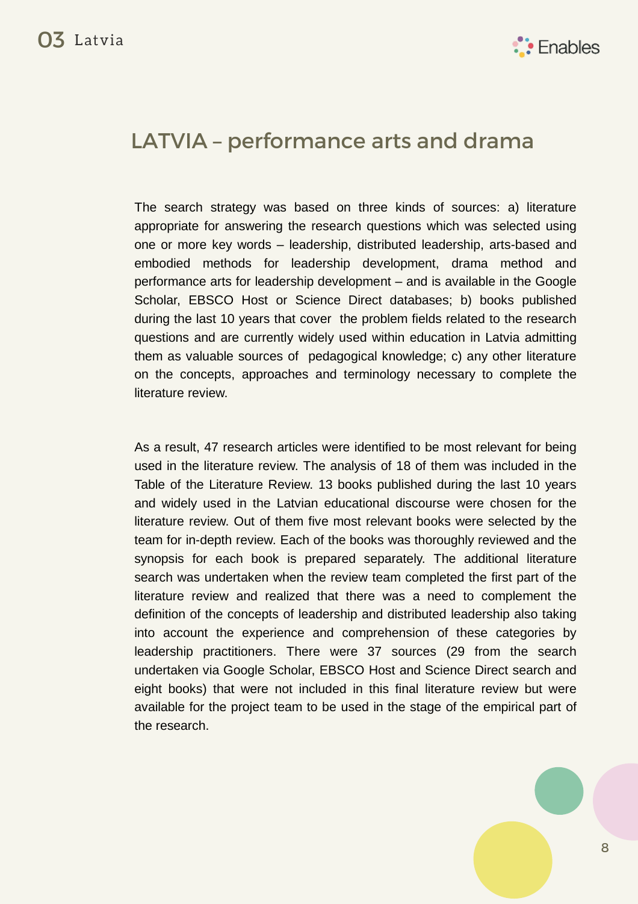## LATVIA – performance arts and drama

The search strategy was based on three kinds of sources: a) literature appropriate for answering the research questions which was selected using one or more key words – leadership, distributed leadership, arts-based and embodied methods for leadership development, drama method and performance arts for leadership development – and is available in the Google Scholar, EBSCO Host or Science Direct databases; b) books published during the last 10 years that cover the problem fields related to the research questions and are currently widely used within education in Latvia admitting them as valuable sources of pedagogical knowledge; c) any other literature on the concepts, approaches and terminology necessary to complete the literature review.

As a result, 47 research articles were identified to be most relevant for being used in the literature review. The analysis of 18 of them was included in the Table of the Literature Review. 13 books published during the last 10 years and widely used in the Latvian educational discourse were chosen for the literature review. Out of them five most relevant books were selected by the team for in-depth review. Each of the books was thoroughly reviewed and the synopsis for each book is prepared separately. The additional literature search was undertaken when the review team completed the first part of the literature review and realized that there was a need to complement the definition of the concepts of leadership and distributed leadership also taking into account the experience and comprehension of these categories by leadership practitioners. There were 37 sources (29 from the search undertaken via Google Scholar, EBSCO Host and Science Direct search and eight books) that were not included in this final literature review but were available for the project team to be used in the stage of the empirical part of the research.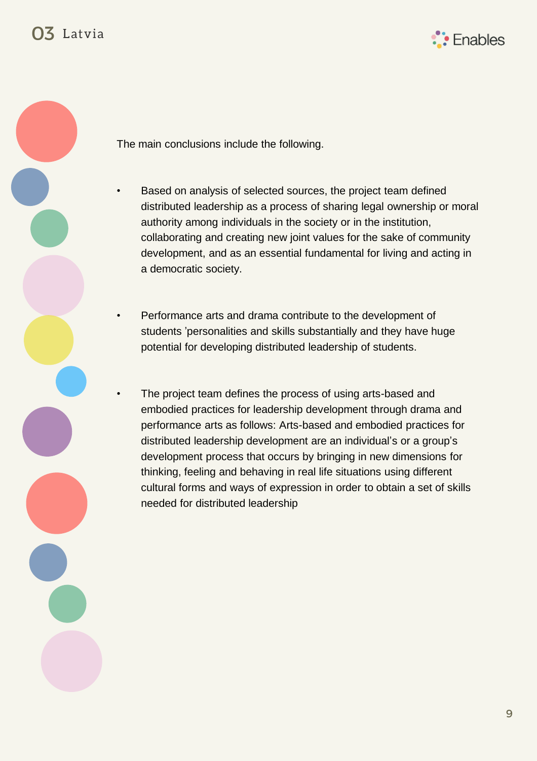The main conclusions include the following.

- Based on analysis of selected sources, the project team defined distributed leadership as a process of sharing legal ownership or moral authority among individuals in the society or in the institution, collaborating and creating new joint values for the sake of community development, and as an essential fundamental for living and acting in a democratic society.

- Performance arts and drama contribute to the development of students 'personalities and skills substantially and they have huge potential for developing distributed leadership of students.

- The project team defines the process of using arts-based and embodied practices for leadership development through drama and performance arts as follows: Arts-based and embodied practices for distributed leadership development are an individual's or a group's development process that occurs by bringing in new dimensions for thinking, feeling and behaving in real life situations using different cultural forms and ways of expression in order to obtain a set of skills needed for distributed leadership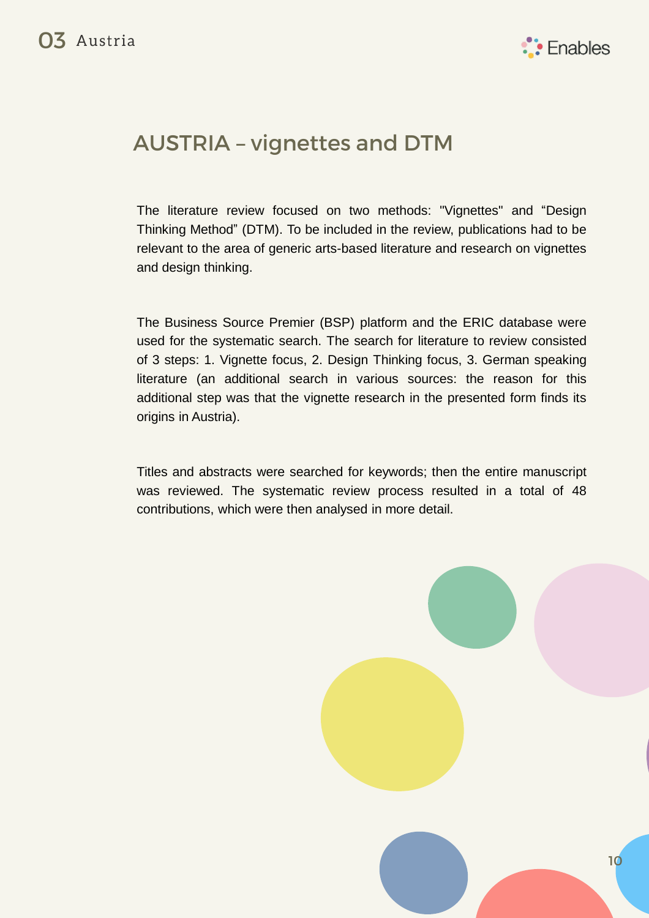## AUSTRIA – vignettes and DTM

The literature review focused on two methods: "Vignettes" and “Design Thinking Method” (DTM). To be included in the review, publications had to be relevant to the area of generic arts-based literature and research on vignettes and design thinking.

The Business Source Premier (BSP) platform and the ERIC database were used for the systematic search. The search for literature to review consisted of 3 steps: 1. Vignette focus, 2. Design Thinking focus, 3. German speaking literature (an additional search in various sources: the reason for this additional step was that the vignette research in the presented form finds its origins in Austria).

Titles and abstracts were searched for keywords; then the entire manuscript was reviewed. The systematic review process resulted in a total of 48 contributions, which were then analysed in more detail.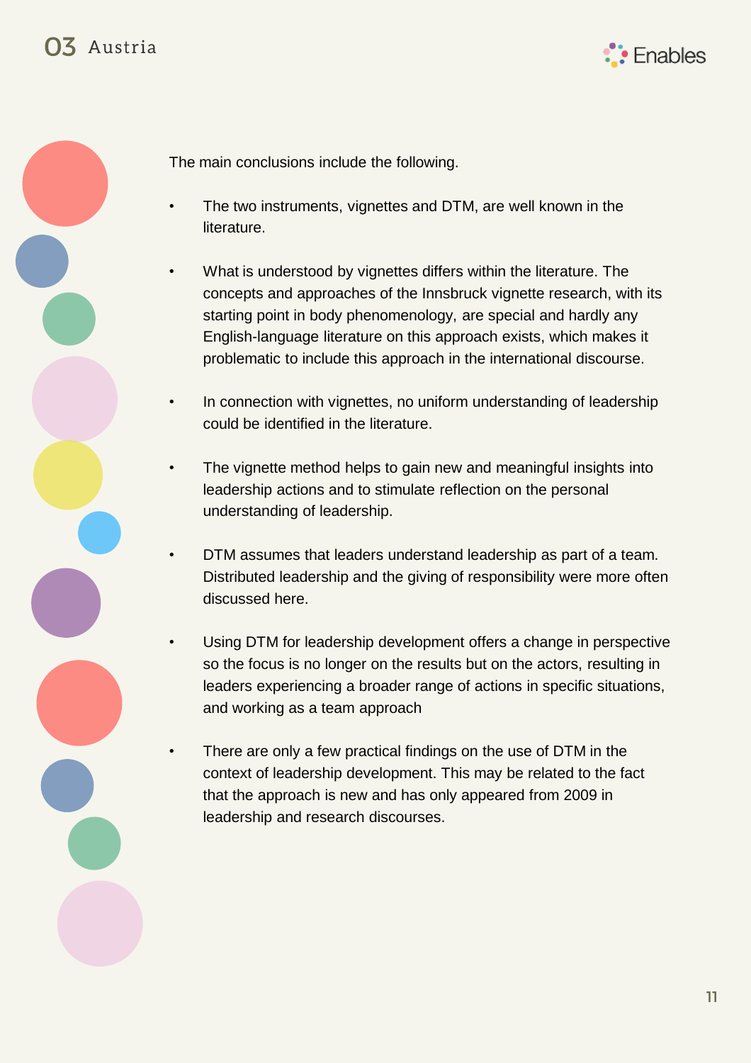The main conclusions include the following.

- The two instruments, vignettes and DTM, are well known in the literature.
- What is understood by vignettes differs within the literature. The concepts and approaches of the Innsbruck vignette research, with its starting point in body phenomenology, are special and hardly any English-language literature on this approach exists, which makes it problematic to include this approach in the international discourse.
- In connection with vignettes, no uniform understanding of leadership could be identified in the literature.
- The vignette method helps to gain new and meaningful insights into leadership actions and to stimulate reflection on the personal understanding of leadership.
- DTM assumes that leaders understand leadership as part of a team. Distributed leadership and the giving of responsibility were more often discussed here.
- Using DTM for leadership development offers a change in perspective so the focus is no longer on the results but on the actors, resulting in leaders experiencing a broader range of actions in specific situations, and working as a team approach
- There are only a few practical findings on the use of DTM in the context of leadership development. This may be related to the fact that the approach is new and has only appeared from 2009 in leadership and research discourses.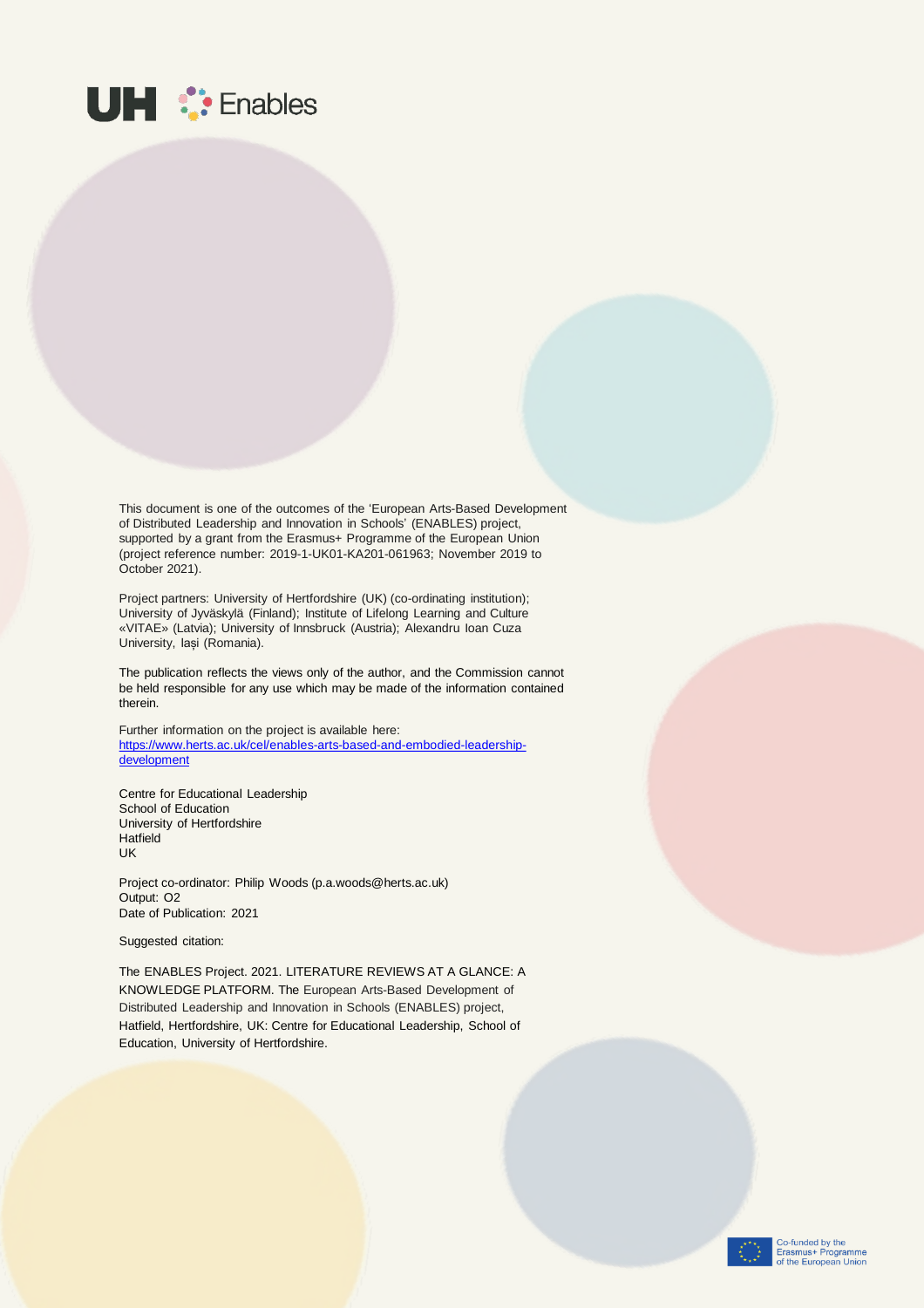UH Enables

This document is one of the outcomes of the 'European Arts-Based Development of Distributed Leadership and Innovation in Schools' (ENABLES) project, supported by a grant from the Erasmus+ Programme of the European Union (project reference number: 2019-1-UK01-KA201-061963; November 2019 to October 2021).

Project partners: University of Hertfordshire (UK) (co-ordinating institution); University of Jyväskylä (Finland); Institute of Lifelong Learning and Culture «VITAE» (Latvia); University of Innsbruck (Austria); Alexandru Ioan Cuza University, Iași (Romania).

The publication reflects the views only of the author, and the Commission cannot be held responsible for any use which may be made of the information contained therein.

Further information on the project is available here:
[https://www.herts.ac.uk/cel/enables-arts-based-and-embodied-leadership-development](https://www.herts.ac.uk/cel/enables-arts-based-and-embodied-leadership-development)

Centre for Educational Leadership
School of Education
University of Hertfordshire
Hatfield
UK

Project co-ordinator: Philip Woods (p.a.woods@herts.ac.uk)
Output: O2
Date of Publication: 2021

Suggested citation:

The ENABLES Project. 2021. LITERATURE REVIEWS AT A GLANCE: A KNOWLEDGE PLATFORM. The European Arts-Based Development of Distributed Leadership and Innovation in Schools (ENABLES) project, Hatfield, Hertfordshire, UK: Centre for Educational Leadership, School of Education, University of Hertfordshire.

Co-funded by the Erasmus+ Programme of the European Union